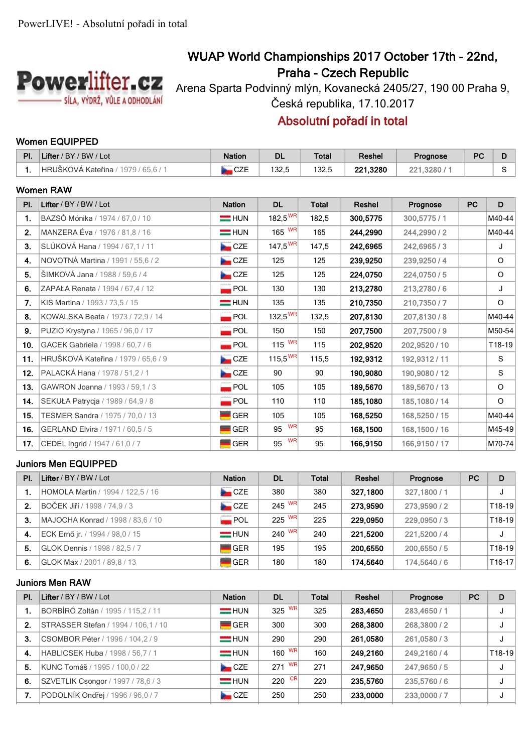PowerLIVE! - Absolutní pořadí in total

# WUAP World Championships 2017 October 17th - 22nd, Praha - Czech Republic

Arena Sparta Podvinný mlýn, Kovanecká 2405/27, 190 00 Praha 9, Česká republika, 17.10.2017

## Absolutní pořadí in total

### Women EQUIPPED

| Pl. | Lifter / BY / BW / Lot | Nation | DL | Total | Reshel | Prognose | PC | D |
|---|---|---|---|---|---|---|---|---|
| 1. | HRUŠKOVÁ Kateřina / 1979 / 65,6 / 1 | CZE | 132,5 | 132,5 | **221,3280** | 221,3280 / 1 | | S |

### Women RAW

| Pl. | Lifter / BY / BW / Lot | Nation | DL | Total | Reshel | Prognose | PC | D |
|---|---|---|---|---|---|---|---|---|
| 1. | BAZSÓ Mónika / 1974 / 67,0 / 10 | HUN | 182,5 WR | 182,5 | **300,5775** | 300,5775 / 1 | | M40-44 |
| 2. | MANZERA Éva / 1976 / 81,8 / 16 | HUN | 165 WR | 165 | **244,2990** | 244,2990 / 2 | | M40-44 |
| 3. | SLÚKOVÁ Hana / 1994 / 67,1 / 11 | CZE | 147,5 WR | 147,5 | **242,6965** | 242,6965 / 3 | | J |
| 4. | NOVOTNÁ Martina / 1991 / 55,6 / 2 | CZE | 125 | 125 | **239,9250** | 239,9250 / 4 | | O |
| 5. | ŠIMKOVÁ Jana / 1988 / 59,6 / 4 | CZE | 125 | 125 | **224,0750** | 224,0750 / 5 | | O |
| 6. | ZAPAŁA Renata / 1994 / 67,4 / 12 | POL | 130 | 130 | **213,2780** | 213,2780 / 6 | | J |
| 7. | KIS Martina / 1993 / 73,5 / 15 | HUN | 135 | 135 | **210,7350** | 210,7350 / 7 | | O |
| 8. | KOWALSKA Beata / 1973 / 72,9 / 14 | POL | 132,5 WR | 132,5 | **207,8130** | 207,8130 / 8 | | M40-44 |
| 9. | PUZIO Krystyna / 1965 / 96,0 / 17 | POL | 150 | 150 | **207,7500** | 207,7500 / 9 | | M50-54 |
| 10. | GACEK Gabriela / 1998 / 60,7 / 6 | POL | 115 WR | 115 | **202,9520** | 202,9520 / 10 | | T18-19 |
| 11. | HRUŠKOVÁ Kateřina / 1979 / 65,6 / 9 | CZE | 115,5 WR | 115,5 | **192,9312** | 192,9312 / 11 | | S |
| 12. | PALACKÁ Hana / 1978 / 51,2 / 1 | CZE | 90 | 90 | **190,9080** | 190,9080 / 12 | | S |
| 13. | GAWRON Joanna / 1993 / 59,1 / 3 | POL | 105 | 105 | **189,5670** | 189,5670 / 13 | | O |
| 14. | SEKUŁA Patrycja / 1989 / 64,9 / 8 | POL | 110 | 110 | **185,1080** | 185,1080 / 14 | | O |
| 15. | TESMER Sandra / 1975 / 70,0 / 13 | GER | 105 | 105 | **168,5250** | 168,5250 / 15 | | M40-44 |
| 16. | GERLAND Elvira / 1971 / 60,5 / 5 | GER | 95 WR | 95 | **168,1500** | 168,1500 / 16 | | M45-49 |
| 17. | CEDEL Ingrid / 1947 / 61,0 / 7 | GER | 95 WR | 95 | **166,9150** | 166,9150 / 17 | | M70-74 |

### Juniors Men EQUIPPED

| Pl. | Lifter / BY / BW / Lot | Nation | DL | Total | Reshel | Prognose | PC | D |
|---|---|---|---|---|---|---|---|---|
| 1. | HOMOLA Martin / 1994 / 122,5 / 16 | CZE | 380 | 380 | **327,1800** | 327,1800 / 1 | | J |
| 2. | BOČEK Jiří / 1998 / 74,9 / 3 | CZE | 245 WR | 245 | **273,9590** | 273,9590 / 2 | | T18-19 |
| 3. | MAJOCHA Konrad / 1998 / 83,6 / 10 | POL | 225 WR | 225 | **229,0950** | 229,0950 / 3 | | T18-19 |
| 4. | ECK Ernő jr. / 1994 / 98,0 / 15 | HUN | 240 WR | 240 | **221,5200** | 221,5200 / 4 | | J |
| 5. | GLOK Dennis / 1998 / 82,5 / 7 | GER | 195 | 195 | **200,6550** | 200,6550 / 5 | | T18-19 |
| 6. | GLOK Max / 2001 / 89,8 / 13 | GER | 180 | 180 | **174,5640** | 174,5640 / 6 | | T16-17 |

### Juniors Men RAW

| Pl. | Lifter / BY / BW / Lot | Nation | DL | Total | Reshel | Prognose | PC | D |
|---|---|---|---|---|---|---|---|---|
| 1. | BORBÍRÓ Zoltán / 1995 / 115,2 / 11 | HUN | 325 WR | 325 | **283,4650** | 283,4650 / 1 | | J |
| 2. | STRASSER Stefan / 1994 / 106,1 / 10 | GER | 300 | 300 | **268,3800** | 268,3800 / 2 | | J |
| 3. | CSOMBOR Péter / 1996 / 104,2 / 9 | HUN | 290 | 290 | **261,0580** | 261,0580 / 3 | | J |
| 4. | HABLICSEK Huba / 1998 / 56,7 / 1 | HUN | 160 WR | 160 | **249,2160** | 249,2160 / 4 | | T18-19 |
| 5. | KUNC Tomáš / 1995 / 100,0 / 22 | CZE | 271 WR | 271 | **247,9650** | 247,9650 / 5 | | J |
| 6. | SZVETLIK Csongor / 1997 / 78,6 / 3 | HUN | 220 CR | 220 | **235,5760** | 235,5760 / 6 | | J |
| 7. | PODOLNÍK Ondřej / 1996 / 96,0 / 7 | CZE | 250 | 250 | **233,0000** | 233,0000 / 7 | | J |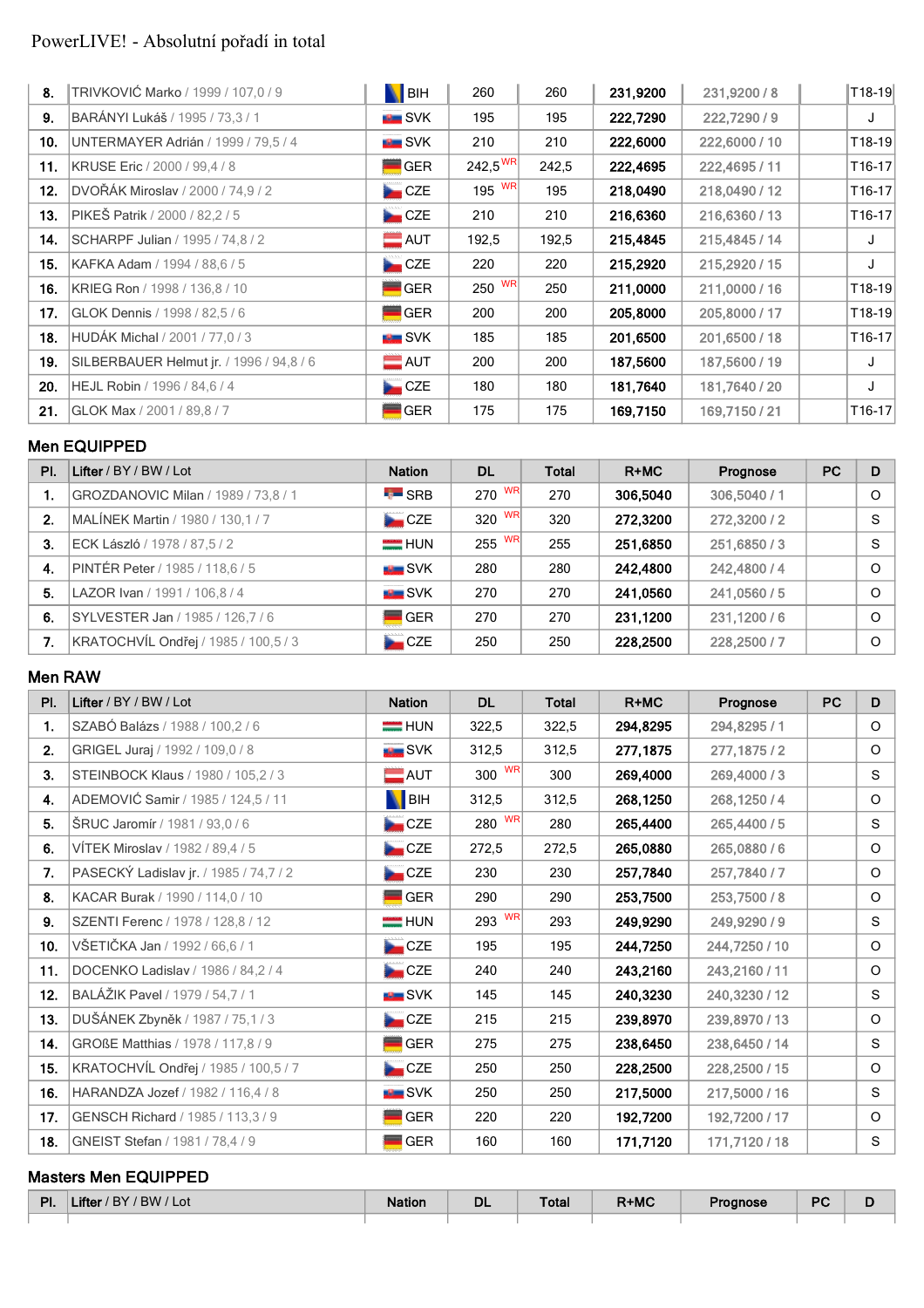PowerLIVE! - Absolutní pořadí in total

| Pl. | Lifter / BY / BW / Lot | Nation | DL | Total | R+MC | Prognose | PC | D |
|---|---|---|---|---|---|---|---|---|
| 8. | TRIVKOVIĆ Marko / 1999 / 107,0 / 9 | BIH | 260 | 260 | 231,9200 | 231,9200 / 8 | | T18-19 |
| 9. | BARÁNYI Lukáš / 1995 / 73,3 / 1 | SVK | 195 | 195 | 222,7290 | 222,7290 / 9 | | J |
| 10. | UNTERMAYER Adrián / 1999 / 79,5 / 4 | SVK | 210 | 210 | 222,6000 | 222,6000 / 10 | | T18-19 |
| 11. | KRUSE Eric / 2000 / 99,4 / 8 | GER | 242,5 WR | 242,5 | 222,4695 | 222,4695 / 11 | | T16-17 |
| 12. | DVOŘÁK Miroslav / 2000 / 74,9 / 2 | CZE | 195 WR | 195 | 218,0490 | 218,0490 / 12 | | T16-17 |
| 13. | PIKEŠ Patrik / 2000 / 82,2 / 5 | CZE | 210 | 210 | 216,6360 | 216,6360 / 13 | | T16-17 |
| 14. | SCHARPF Julian / 1995 / 74,8 / 2 | AUT | 192,5 | 192,5 | 215,4845 | 215,4845 / 14 | | J |
| 15. | KAFKA Adam / 1994 / 88,6 / 5 | CZE | 220 | 220 | 215,2920 | 215,2920 / 15 | | J |
| 16. | KRIEG Ron / 1998 / 136,8 / 10 | GER | 250 WR | 250 | 211,0000 | 211,0000 / 16 | | T18-19 |
| 17. | GLOK Dennis / 1998 / 82,5 / 6 | GER | 200 | 200 | 205,8000 | 205,8000 / 17 | | T18-19 |
| 18. | HUDÁK Michal / 2001 / 77,0 / 3 | SVK | 185 | 185 | 201,6500 | 201,6500 / 18 | | T16-17 |
| 19. | SILBERBAUER Helmut jr. / 1996 / 94,8 / 6 | AUT | 200 | 200 | 187,5600 | 187,5600 / 19 | | J |
| 20. | HEJL Robin / 1996 / 84,6 / 4 | CZE | 180 | 180 | 181,7640 | 181,7640 / 20 | | J |
| 21. | GLOK Max / 2001 / 89,8 / 7 | GER | 175 | 175 | 169,7150 | 169,7150 / 21 | | T16-17 |

## Men EQUIPPED

| Pl. | Lifter / BY / BW / Lot | Nation | DL | Total | R+MC | Prognose | PC | D |
|---|---|---|---|---|---|---|---|---|
| 1. | GROZDANOVIC Milan / 1989 / 73,8 / 1 | SRB | 270 WR | 270 | 306,5040 | 306,5040 / 1 | | O |
| 2. | MALÍNEK Martin / 1980 / 130,1 / 7 | CZE | 320 WR | 320 | 272,3200 | 272,3200 / 2 | | S |
| 3. | ECK László / 1978 / 87,5 / 2 | HUN | 255 WR | 255 | 251,6850 | 251,6850 / 3 | | S |
| 4. | PINTÉR Peter / 1985 / 118,6 / 5 | SVK | 280 | 280 | 242,4800 | 242,4800 / 4 | | O |
| 5. | LAZOR Ivan / 1991 / 106,8 / 4 | SVK | 270 | 270 | 241,0560 | 241,0560 / 5 | | O |
| 6. | SYLVESTER Jan / 1985 / 126,7 / 6 | GER | 270 | 270 | 231,1200 | 231,1200 / 6 | | O |
| 7. | KRATOCHVÍL Ondřej / 1985 / 100,5 / 3 | CZE | 250 | 250 | 228,2500 | 228,2500 / 7 | | O |

## Men RAW

| Pl. | Lifter / BY / BW / Lot | Nation | DL | Total | R+MC | Prognose | PC | D |
|---|---|---|---|---|---|---|---|---|
| 1. | SZABÓ Balázs / 1988 / 100,2 / 6 | HUN | 322,5 | 322,5 | 294,8295 | 294,8295 / 1 | | O |
| 2. | GRIGEL Juraj / 1992 / 109,0 / 8 | SVK | 312,5 | 312,5 | 277,1875 | 277,1875 / 2 | | O |
| 3. | STEINBOCK Klaus / 1980 / 105,2 / 3 | AUT | 300 WR | 300 | 269,4000 | 269,4000 / 3 | | S |
| 4. | ADEMOVIĆ Samir / 1985 / 124,5 / 11 | BIH | 312,5 | 312,5 | 268,1250 | 268,1250 / 4 | | O |
| 5. | ŠRUC Jaromír / 1981 / 93,0 / 6 | CZE | 280 WR | 280 | 265,4400 | 265,4400 / 5 | | S |
| 6. | VÍTEK Miroslav / 1982 / 89,4 / 5 | CZE | 272,5 | 272,5 | 265,0880 | 265,0880 / 6 | | O |
| 7. | PASECKÝ Ladislav jr. / 1985 / 74,7 / 2 | CZE | 230 | 230 | 257,7840 | 257,7840 / 7 | | O |
| 8. | KACAR Burak / 1990 / 114,0 / 10 | GER | 290 | 290 | 253,7500 | 253,7500 / 8 | | O |
| 9. | SZENTI Ferenc / 1978 / 128,8 / 12 | HUN | 293 WR | 293 | 249,9290 | 249,9290 / 9 | | S |
| 10. | VŠETIČKA Jan / 1992 / 66,6 / 1 | CZE | 195 | 195 | 244,7250 | 244,7250 / 10 | | O |
| 11. | DOCENKO Ladislav / 1986 / 84,2 / 4 | CZE | 240 | 240 | 243,2160 | 243,2160 / 11 | | O |
| 12. | BALÁŽIK Pavel / 1979 / 54,7 / 1 | SVK | 145 | 145 | 240,3230 | 240,3230 / 12 | | S |
| 13. | DUŠÁNEK Zbyněk / 1987 / 75,1 / 3 | CZE | 215 | 215 | 239,8970 | 239,8970 / 13 | | O |
| 14. | GROßE Matthias / 1978 / 117,8 / 9 | GER | 275 | 275 | 238,6450 | 238,6450 / 14 | | S |
| 15. | KRATOCHVÍL Ondřej / 1985 / 100,5 / 7 | CZE | 250 | 250 | 228,2500 | 228,2500 / 15 | | O |
| 16. | HARANDZA Jozef / 1982 / 116,4 / 8 | SVK | 250 | 250 | 217,5000 | 217,5000 / 16 | | S |
| 17. | GENSCH Richard / 1985 / 113,3 / 9 | GER | 220 | 220 | 192,7200 | 192,7200 / 17 | | O |
| 18. | GNEIST Stefan / 1981 / 78,4 / 9 | GER | 160 | 160 | 171,7120 | 171,7120 / 18 | | S |

## Masters Men EQUIPPED

| Pl. | Lifter / BY / BW / Lot | Nation | DL | Total | R+MC | Prognose | PC | D |
|---|---|---|---|---|---|---|---|---|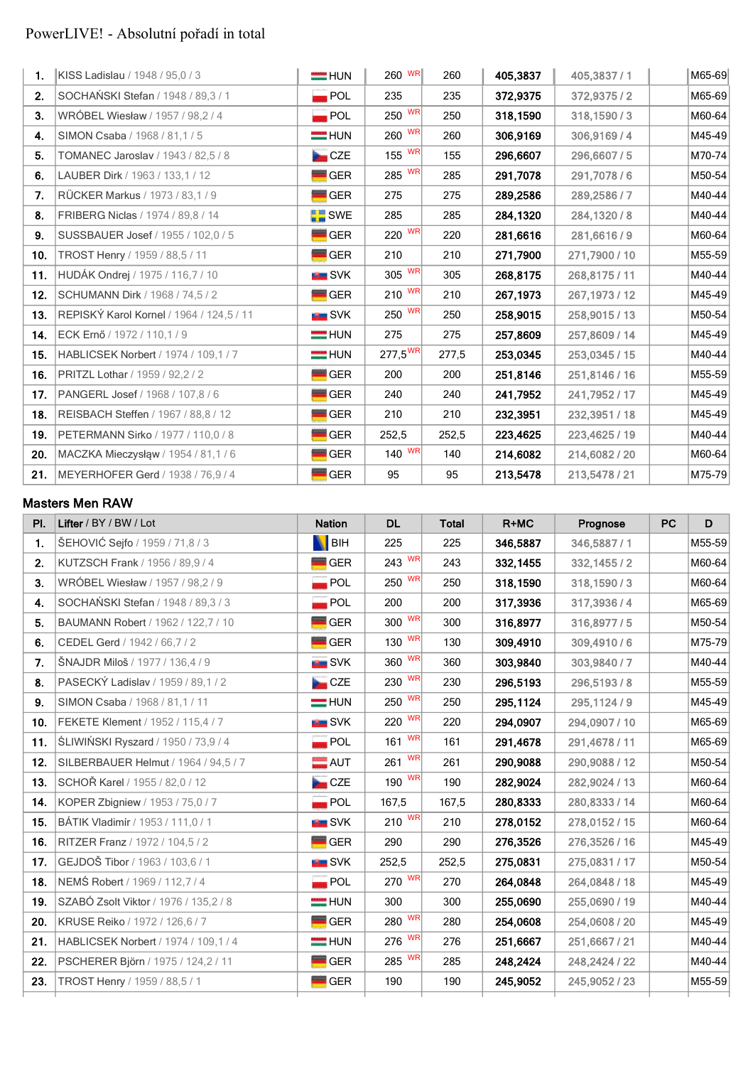# PowerLIVE! - Absolutní pořadí in total

| Pl. | Lifter / BY / BW / Lot | Nation | DL | Total | R+MC | Prognose | PC | D |
|---|---|---|---|---|---|---|---|---|
| 1. | KISS Ladislau / 1948 / 95,0 / 3 | HUN | 260 WR | 260 | 405,3837 | 405,3837 / 1 | | M65-69 |
| 2. | SOCHAŃSKI Stefan / 1948 / 89,3 / 1 | POL | 235 | 235 | 372,9375 | 372,9375 / 2 | | M65-69 |
| 3. | WRÓBEL Wiesław / 1957 / 98,2 / 4 | POL | 250 WR | 250 | 318,1590 | 318,1590 / 3 | | M60-64 |
| 4. | SIMON Csaba / 1968 / 81,1 / 5 | HUN | 260 WR | 260 | 306,9169 | 306,9169 / 4 | | M45-49 |
| 5. | TOMANEC Jaroslav / 1943 / 82,5 / 8 | CZE | 155 WR | 155 | 296,6607 | 296,6607 / 5 | | M70-74 |
| 6. | LAUBER Dirk / 1963 / 133,1 / 12 | GER | 285 WR | 285 | 291,7078 | 291,7078 / 6 | | M50-54 |
| 7. | RÜCKER Markus / 1973 / 83,1 / 9 | GER | 275 | 275 | 289,2586 | 289,2586 / 7 | | M40-44 |
| 8. | FRIBERG Niclas / 1974 / 89,8 / 14 | SWE | 285 | 285 | 284,1320 | 284,1320 / 8 | | M40-44 |
| 9. | SUSSBAUER Josef / 1955 / 102,0 / 5 | GER | 220 WR | 220 | 281,6616 | 281,6616 / 9 | | M60-64 |
| 10. | TROST Henry / 1959 / 88,5 / 11 | GER | 210 | 210 | 271,7900 | 271,7900 / 10 | | M55-59 |
| 11. | HUDÁK Ondrej / 1975 / 116,7 / 10 | SVK | 305 WR | 305 | 268,8175 | 268,8175 / 11 | | M40-44 |
| 12. | SCHUMANN Dirk / 1968 / 74,5 / 2 | GER | 210 WR | 210 | 267,1973 | 267,1973 / 12 | | M45-49 |
| 13. | REPISKÝ Karol Kornel / 1964 / 124,5 / 11 | SVK | 250 WR | 250 | 258,9015 | 258,9015 / 13 | | M50-54 |
| 14. | ECK Ernő / 1972 / 110,1 / 9 | HUN | 275 | 275 | 257,8609 | 257,8609 / 14 | | M45-49 |
| 15. | HABLICSEK Norbert / 1974 / 109,1 / 7 | HUN | 277,5 WR | 277,5 | 253,0345 | 253,0345 / 15 | | M40-44 |
| 16. | PRITZL Lothar / 1959 / 92,2 / 2 | GER | 200 | 200 | 251,8146 | 251,8146 / 16 | | M55-59 |
| 17. | PANGERL Josef / 1968 / 107,8 / 6 | GER | 240 | 240 | 241,7952 | 241,7952 / 17 | | M45-49 |
| 18. | REISBACH Steffen / 1967 / 88,8 / 12 | GER | 210 | 210 | 232,3951 | 232,3951 / 18 | | M45-49 |
| 19. | PETERMANN Sirko / 1977 / 110,0 / 8 | GER | 252,5 | 252,5 | 223,4625 | 223,4625 / 19 | | M40-44 |
| 20. | MACZKA Mieczysław / 1954 / 81,1 / 6 | GER | 140 WR | 140 | 214,6082 | 214,6082 / 20 | | M60-64 |
| 21. | MEYERHOFER Gerd / 1938 / 76,9 / 4 | GER | 95 | 95 | 213,5478 | 213,5478 / 21 | | M75-79 |

## Masters Men RAW

| Pl. | Lifter / BY / BW / Lot | Nation | DL | Total | R+MC | Prognose | PC | D |
|---|---|---|---|---|---|---|---|---|
| 1. | ŠEHOVIĆ Sejfo / 1959 / 71,8 / 3 | BIH | 225 | 225 | 346,5887 | 346,5887 / 1 | | M55-59 |
| 2. | KUTZSCH Frank / 1956 / 89,9 / 4 | GER | 243 WR | 243 | 332,1455 | 332,1455 / 2 | | M60-64 |
| 3. | WRÓBEL Wiesław / 1957 / 98,2 / 9 | POL | 250 WR | 250 | 318,1590 | 318,1590 / 3 | | M60-64 |
| 4. | SOCHAŃSKI Stefan / 1948 / 89,3 / 3 | POL | 200 | 200 | 317,3936 | 317,3936 / 4 | | M65-69 |
| 5. | BAUMANN Robert / 1962 / 122,7 / 10 | GER | 300 WR | 300 | 316,8977 | 316,8977 / 5 | | M50-54 |
| 6. | CEDEL Gerd / 1942 / 66,7 / 2 | GER | 130 WR | 130 | 309,4910 | 309,4910 / 6 | | M75-79 |
| 7. | ŠNAJDR Miloš / 1977 / 136,4 / 9 | SVK | 360 WR | 360 | 303,9840 | 303,9840 / 7 | | M40-44 |
| 8. | PASECKÝ Ladislav / 1959 / 89,1 / 2 | CZE | 230 WR | 230 | 296,5193 | 296,5193 / 8 | | M55-59 |
| 9. | SIMON Csaba / 1968 / 81,1 / 11 | HUN | 250 WR | 250 | 295,1124 | 295,1124 / 9 | | M45-49 |
| 10. | FEKETE Klement / 1952 / 115,4 / 7 | SVK | 220 WR | 220 | 294,0907 | 294,0907 / 10 | | M65-69 |
| 11. | ŚLIWIŃSKI Ryszard / 1950 / 73,9 / 4 | POL | 161 WR | 161 | 291,4678 | 291,4678 / 11 | | M65-69 |
| 12. | SILBERBAUER Helmut / 1964 / 94,5 / 7 | AUT | 261 WR | 261 | 290,9088 | 290,9088 / 12 | | M50-54 |
| 13. | SCHOŘ Karel / 1955 / 82,0 / 12 | CZE | 190 WR | 190 | 282,9024 | 282,9024 / 13 | | M60-64 |
| 14. | KOPER Zbigniew / 1953 / 75,0 / 7 | POL | 167,5 | 167,5 | 280,8333 | 280,8333 / 14 | | M60-64 |
| 15. | BÁTIK Vladimír / 1953 / 111,0 / 1 | SVK | 210 WR | 210 | 278,0152 | 278,0152 / 15 | | M60-64 |
| 16. | RITZER Franz / 1972 / 104,5 / 2 | GER | 290 | 290 | 276,3526 | 276,3526 / 16 | | M45-49 |
| 17. | GEJDOŠ Tibor / 1963 / 103,6 / 1 | SVK | 252,5 | 252,5 | 275,0831 | 275,0831 / 17 | | M50-54 |
| 18. | NEMŚ Robert / 1969 / 112,7 / 4 | POL | 270 WR | 270 | 264,0848 | 264,0848 / 18 | | M45-49 |
| 19. | SZABÓ Zsolt Viktor / 1976 / 135,2 / 8 | HUN | 300 | 300 | 255,0690 | 255,0690 / 19 | | M40-44 |
| 20. | KRUSE Reiko / 1972 / 126,6 / 7 | GER | 280 WR | 280 | 254,0608 | 254,0608 / 20 | | M45-49 |
| 21. | HABLICSEK Norbert / 1974 / 109,1 / 4 | HUN | 276 WR | 276 | 251,6667 | 251,6667 / 21 | | M40-44 |
| 22. | PSCHERER Björn / 1975 / 124,2 / 11 | GER | 285 WR | 285 | 248,2424 | 248,2424 / 22 | | M40-44 |
| 23. | TROST Henry / 1959 / 88,5 / 1 | GER | 190 | 190 | 245,9052 | 245,9052 / 23 | | M55-59 |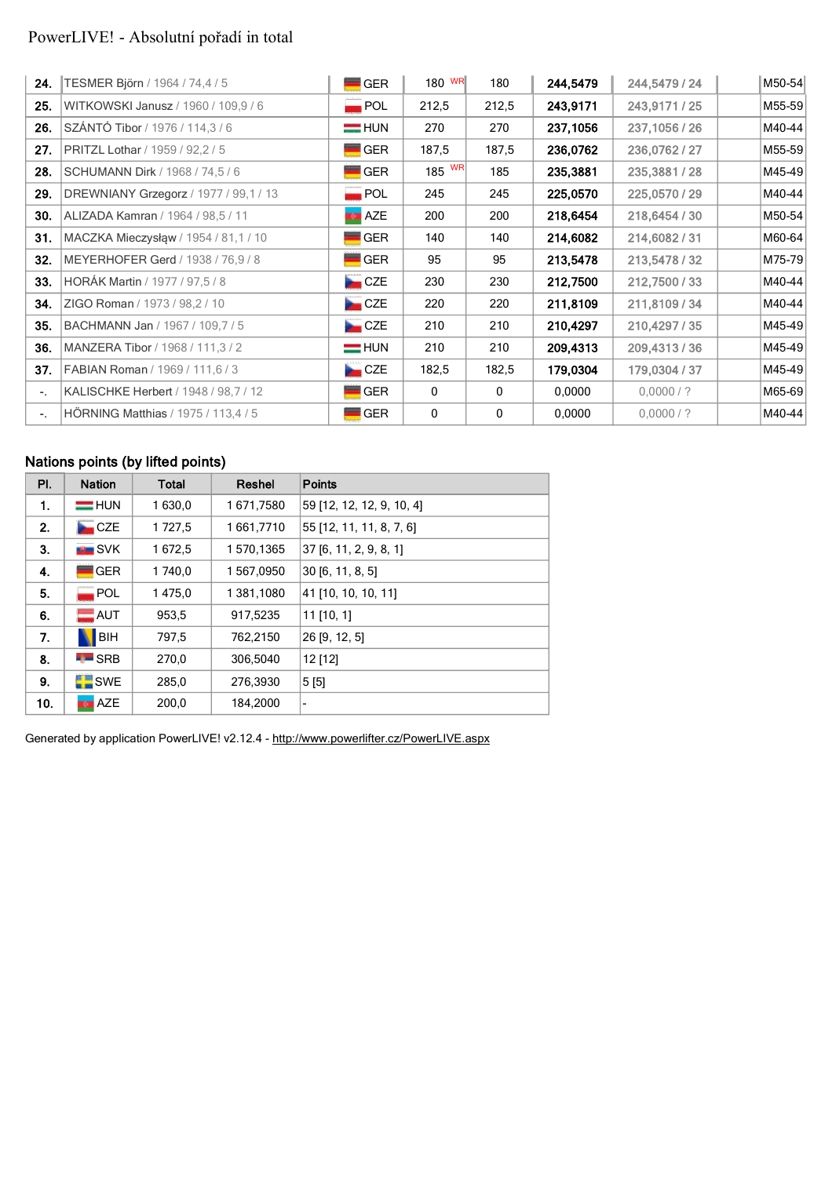PowerLIVE! - Absolutní pořadí in total

| | | | | | | | | |
|---|---|---|---|---|---|---|---|---|
| 24. | TESMER Björn / 1964 / 74,4 / 5 | GER | 180 WR | 180 | 244,5479 | 244,5479 / 24 | | M50-54 |
| 25. | WITKOWSKI Janusz / 1960 / 109,9 / 6 | POL | 212,5 | 212,5 | 243,9171 | 243,9171 / 25 | | M55-59 |
| 26. | SZÁNTÓ Tibor / 1976 / 114,3 / 6 | HUN | 270 | 270 | 237,1056 | 237,1056 / 26 | | M40-44 |
| 27. | PRITZL Lothar / 1959 / 92,2 / 5 | GER | 187,5 | 187,5 | 236,0762 | 236,0762 / 27 | | M55-59 |
| 28. | SCHUMANN Dirk / 1968 / 74,5 / 6 | GER | 185 WR | 185 | 235,3881 | 235,3881 / 28 | | M45-49 |
| 29. | DREWNIANY Grzegorz / 1977 / 99,1 / 13 | POL | 245 | 245 | 225,0570 | 225,0570 / 29 | | M40-44 |
| 30. | ALIZADA Kamran / 1964 / 98,5 / 11 | AZE | 200 | 200 | 218,6454 | 218,6454 / 30 | | M50-54 |
| 31. | MACZKA Mieczysław / 1954 / 81,1 / 10 | GER | 140 | 140 | 214,6082 | 214,6082 / 31 | | M60-64 |
| 32. | MEYERHOFER Gerd / 1938 / 76,9 / 8 | GER | 95 | 95 | 213,5478 | 213,5478 / 32 | | M75-79 |
| 33. | HORÁK Martin / 1977 / 97,5 / 8 | CZE | 230 | 230 | 212,7500 | 212,7500 / 33 | | M40-44 |
| 34. | ZIGO Roman / 1973 / 98,2 / 10 | CZE | 220 | 220 | 211,8109 | 211,8109 / 34 | | M40-44 |
| 35. | BACHMANN Jan / 1967 / 109,7 / 5 | CZE | 210 | 210 | 210,4297 | 210,4297 / 35 | | M45-49 |
| 36. | MANZERA Tibor / 1968 / 111,3 / 2 | HUN | 210 | 210 | 209,4313 | 209,4313 / 36 | | M45-49 |
| 37. | FABIAN Roman / 1969 / 111,6 / 3 | CZE | 182,5 | 182,5 | 179,0304 | 179,0304 / 37 | | M45-49 |
| -. | KALISCHKE Herbert / 1948 / 98,7 / 12 | GER | 0 | 0 | 0,0000 | 0,0000 / ? | | M65-69 |
| -. | HÖRNING Matthias / 1975 / 113,4 / 5 | GER | 0 | 0 | 0,0000 | 0,0000 / ? | | M40-44 |

## Nations points (by lifted points)

| Pl. | Nation | Total | Reshel | Points |
|---|---|---|---|---|
| 1. | HUN | 1 630,0 | 1 671,7580 | 59 [12, 12, 12, 9, 10, 4] |
| 2. | CZE | 1 727,5 | 1 661,7710 | 55 [12, 11, 11, 8, 7, 6] |
| 3. | SVK | 1 672,5 | 1 570,1365 | 37 [6, 11, 2, 9, 8, 1] |
| 4. | GER | 1 740,0 | 1 567,0950 | 30 [6, 11, 8, 5] |
| 5. | POL | 1 475,0 | 1 381,1080 | 41 [10, 10, 10, 11] |
| 6. | AUT | 953,5 | 917,5235 | 11 [10, 1] |
| 7. | BIH | 797,5 | 762,2150 | 26 [9, 12, 5] |
| 8. | SRB | 270,0 | 306,5040 | 12 [12] |
| 9. | SWE | 285,0 | 276,3930 | 5 [5] |
| 10. | AZE | 200,0 | 184,2000 | - |

Generated by application PowerLIVE! v2.12.4 - http://www.powerlifter.cz/PowerLIVE.aspx